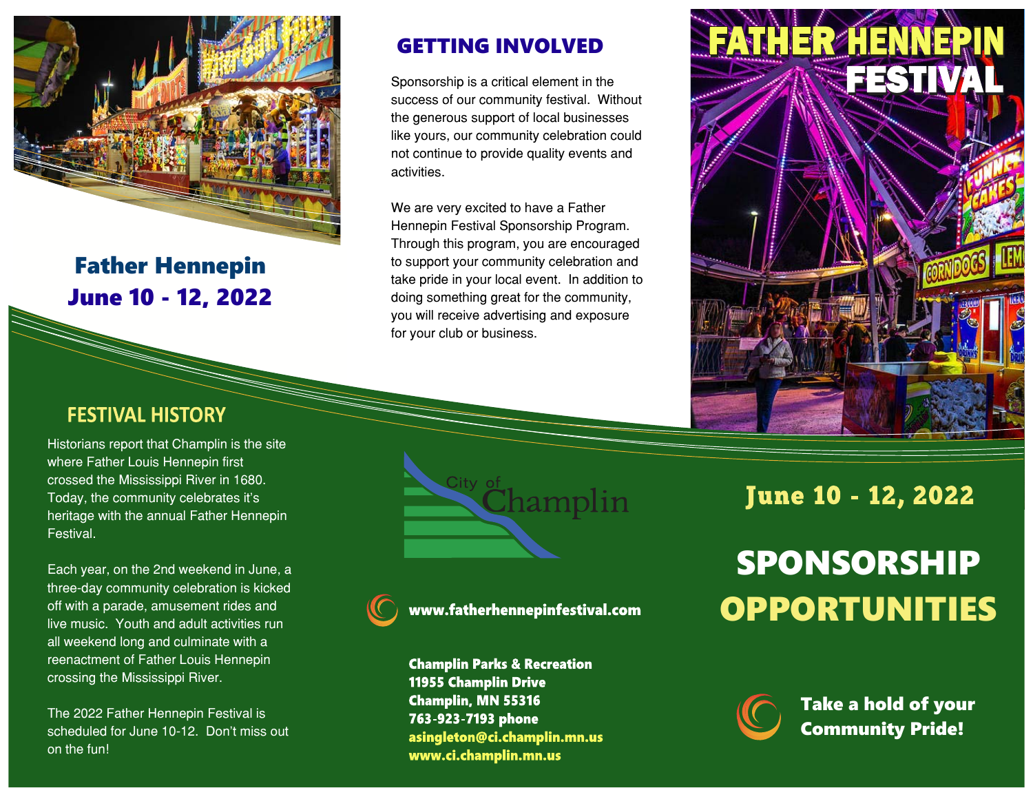## Father Hennepin
## June 10 - 12, 2022

## GETTING INVOLVED

Sponsorship is a critical element in the success of our community festival. Without the generous support of local businesses like yours, our community celebration could not continue to provide quality events and activities.

We are very excited to have a Father Hennepin Festival Sponsorship Program. Through this program, you are encouraged to support your community celebration and take pride in your local event. In addition to doing something great for the community, you will receive advertising and exposure for your club or business.

## FESTIVAL HISTORY

Historians report that Champlin is the site where Father Louis Hennepin first crossed the Mississippi River in 1680. Today, the community celebrates it's heritage with the annual Father Hennepin Festival.

Each year, on the 2nd weekend in June, a three-day community celebration is kicked off with a parade, amusement rides and live music. Youth and adult activities run all weekend long and culminate with a reenactment of Father Louis Hennepin crossing the Mississippi River.

The 2022 Father Hennepin Festival is scheduled for June 10-12. Don't miss out on the fun!

City of Champlin

**www.fatherhennepinfestival.com**

**Champlin Parks & Recreation**
**11955 Champlin Drive**
**Champlin, MN 55316**
**763-923-7193 phone**
**asingleton@ci.champlin.mn.us**
**www.ci.champlin.mn.us**

# FATHER HENNEPIN FESTIVAL

## June 10 - 12, 2022

# SPONSORSHIP OPPORTUNITIES

**Take a hold of your Community Pride!**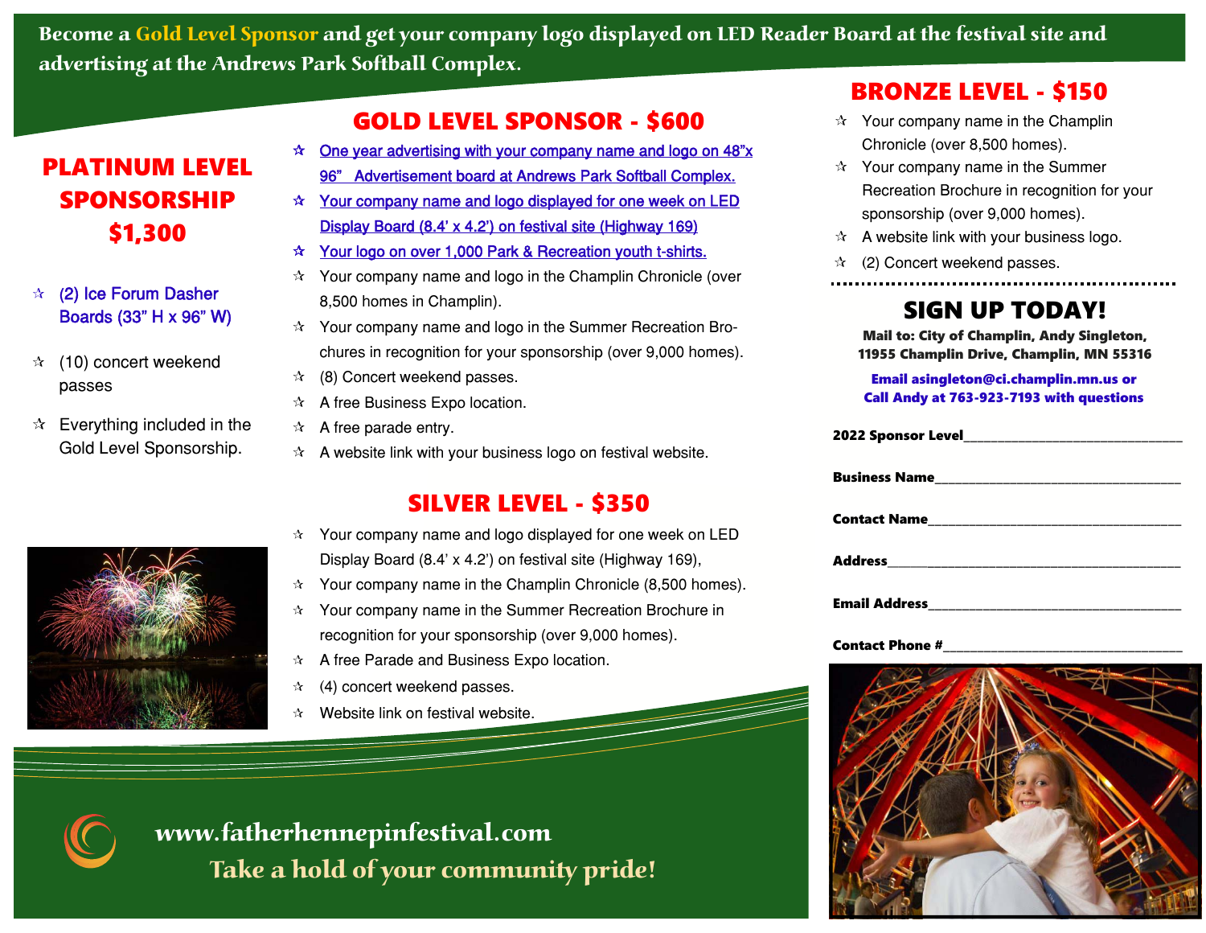Become a **Gold Level Sponsor** and get your company logo displayed on LED Reader Board at the festival site and advertising at the Andrews Park Softball Complex.

## PLATINUM LEVEL SPONSORSHIP $1,300

- (2) Ice Forum Dasher Boards (33" H x 96" W)
- (10) concert weekend passes
- Everything included in the Gold Level Sponsorship.

## GOLD LEVEL SPONSOR - $600

- One year advertising with your company name and logo on 48"x 96" Advertisement board at Andrews Park Softball Complex.
- Your company name and logo displayed for one week on LED Display Board (8.4' x 4.2') on festival site (Highway 169)
- Your logo on over 1,000 Park & Recreation youth t-shirts.
- Your company name and logo in the Champlin Chronicle (over 8,500 homes in Champlin).
- Your company name and logo in the Summer Recreation Brochures in recognition for your sponsorship (over 9,000 homes).
- (8) Concert weekend passes.
- A free Business Expo location.
- A free parade entry.
- A website link with your business logo on festival website.

## SILVER LEVEL - $350

- Your company name and logo displayed for one week on LED Display Board (8.4' x 4.2') on festival site (Highway 169),
- Your company name in the Champlin Chronicle (8,500 homes).
- Your company name in the Summer Recreation Brochure in recognition for your sponsorship (over 9,000 homes).
- A free Parade and Business Expo location.
- (4) concert weekend passes.
- Website link on festival website.

## BRONZE LEVEL - $150

- Your company name in the Champlin Chronicle (over 8,500 homes).
- Your company name in the Summer Recreation Brochure in recognition for your sponsorship (over 9,000 homes).
- A website link with your business logo.
- (2) Concert weekend passes.

## SIGN UP TODAY!

**Mail to: City of Champlin, Andy Singleton, 11955 Champlin Drive, Champlin, MN 55316**

**Email asingleton@ci.champlin.mn.us or Call Andy at 763-923-7193 with questions**

**2022 Sponsor Level**\_\_\_\_\_\_\_\_\_\_\_\_\_\_\_\_\_\_\_\_

**Business Name**\_\_\_\_\_\_\_\_\_\_\_\_\_\_\_\_\_\_\_\_

**Contact Name**\_\_\_\_\_\_\_\_\_\_\_\_\_\_\_\_\_\_\_\_

**Address**\_\_\_\_\_\_\_\_\_\_\_\_\_\_\_\_\_\_\_\_

**Email Address**\_\_\_\_\_\_\_\_\_\_\_\_\_\_\_\_\_\_\_\_

**Contact Phone #**\_\_\_\_\_\_\_\_\_\_\_\_\_\_\_\_\_\_\_\_

www.fatherhennepinfestival.com

Take a hold of your community pride!